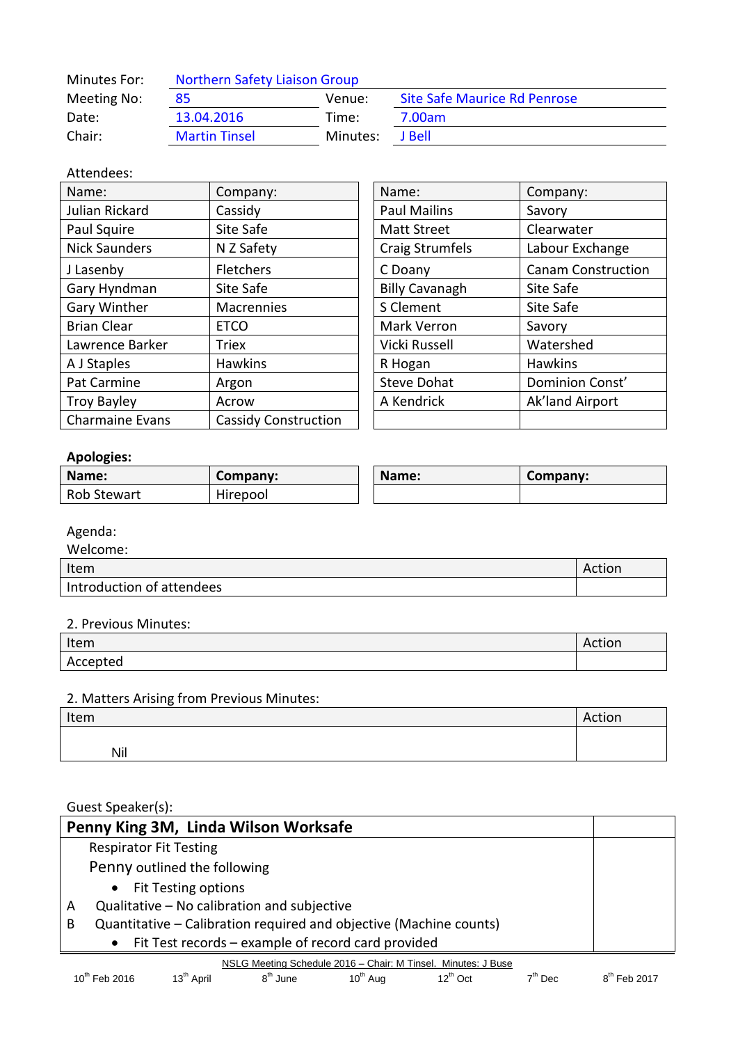| Minutes For: | Northern Safety Liaison Group | | |
|---|---|---|---|
| Meeting No: | 85 | Venue: | Site Safe Maurice Rd Penrose |
| Date: | 13.04.2016 | Time: | 7.00am |
| Chair: | Martin Tinsel | Minutes: | J Bell |

Attendees:

| Name: | Company: | Name: | Company: |
|---|---|---|---|
| Julian Rickard | Cassidy | Paul Mailins | Savory |
| Paul Squire | Site Safe | Matt Street | Clearwater |
| Nick Saunders | N Z Safety | Craig Strumfels | Labour Exchange |
| J Lasenby | Fletchers | C Doany | Canam Construction |
| Gary Hyndman | Site Safe | Billy Cavanagh | Site Safe |
| Gary Winther | Macrennies | S Clement | Site Safe |
| Brian Clear | ETCO | Mark Verron | Savory |
| Lawrence Barker | Triex | Vicki Russell | Watershed |
| A J Staples | Hawkins | R Hogan | Hawkins |
| Pat Carmine | Argon | Steve Dohat | Dominion Const' |
| Troy Bayley | Acrow | A Kendrick | Ak'land Airport |
| Charmaine Evans | Cassidy Construction | | |

**Apologies:**

| **Name:** | **Company:** | **Name:** | **Company:** |
|---|---|---|---|
| Rob Stewart | Hirepool | | |

Agenda:

Welcome:

| Item | Action |
|---|---|
| Introduction of attendees | |

2. Previous Minutes:

| Item | Action |
|---|---|
| Accepted | |

2. Matters Arising from Previous Minutes:

| Item | Action |
|---|---|
| Nil | |

Guest Speaker(s):

| **Penny King 3M, Linda Wilson Worksafe** | |
|---|---|
| Respirator Fit Testing<br>Penny outlined the following<br>• Fit Testing options<br>A Qualitative – No calibration and subjective<br>B Quantitative – Calibration required and objective (Machine counts)<br>• Fit Test records – example of record card provided | |

NSLG Meeting Schedule 2016 – Chair: M Tinsel. Minutes: J Buse

10th Feb 2016 | 13th April | 8th June | 10th Aug | 12th Oct | 7th Dec | 8th Feb 2017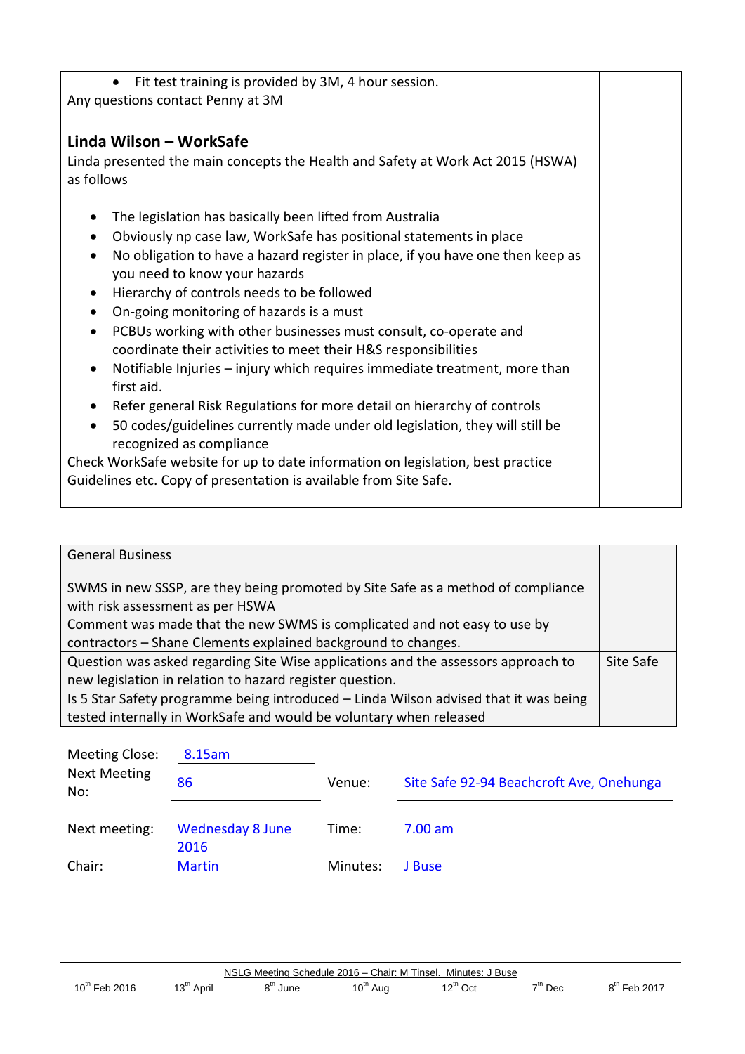| | |
|---|---|
| • Fit test training is provided by 3M, 4 hour session.<br>Any questions contact Penny at 3M<br><br>**Linda Wilson – WorkSafe**<br>Linda presented the main concepts the Health and Safety at Work Act 2015 (HSWA) as follows<br><br>• The legislation has basically been lifted from Australia<br>• Obviously np case law, WorkSafe has positional statements in place<br>• No obligation to have a hazard register in place, if you have one then keep as you need to know your hazards<br>• Hierarchy of controls needs to be followed<br>• On-going monitoring of hazards is a must<br>• PCBUs working with other businesses must consult, co-operate and coordinate their activities to meet their H&S responsibilities<br>• Notifiable Injuries – injury which requires immediate treatment, more than first aid.<br>• Refer general Risk Regulations for more detail on hierarchy of controls<br>• 50 codes/guidelines currently made under old legislation, they will still be recognized as compliance<br>Check WorkSafe website for up to date information on legislation, best practice Guidelines etc. Copy of presentation is available from Site Safe. | |

| General Business | |
|---|---|
| SWMS in new SSSP, are they being promoted by Site Safe as a method of compliance with risk assessment as per HSWA<br>Comment was made that the new SWMS is complicated and not easy to use by contractors – Shane Clements explained background to changes. | |
| Question was asked regarding Site Wise applications and the assessors approach to new legislation in relation to hazard register question. | Site Safe |
| Is 5 Star Safety programme being introduced – Linda Wilson advised that it was being tested internally in WorkSafe and would be voluntary when released | |

| | | | |
|---|---|---|---|
| Meeting Close: | 8.15am | | |
| Next Meeting No: | 86 | Venue: | Site Safe 92-94 Beachcroft Ave, Onehunga |
| Next meeting: | Wednesday 8 June 2016 | Time: | 7.00 am |
| Chair: | Martin | Minutes: | J Buse |

NSLG Meeting Schedule 2016 – Chair: M Tinsel. Minutes: J Buse

| | | | | | | |
|---|---|---|---|---|---|---|
| 10th Feb 2016 | 13th April | 8th June | 10th Aug | 12th Oct | 7th Dec | 8th Feb 2017 |